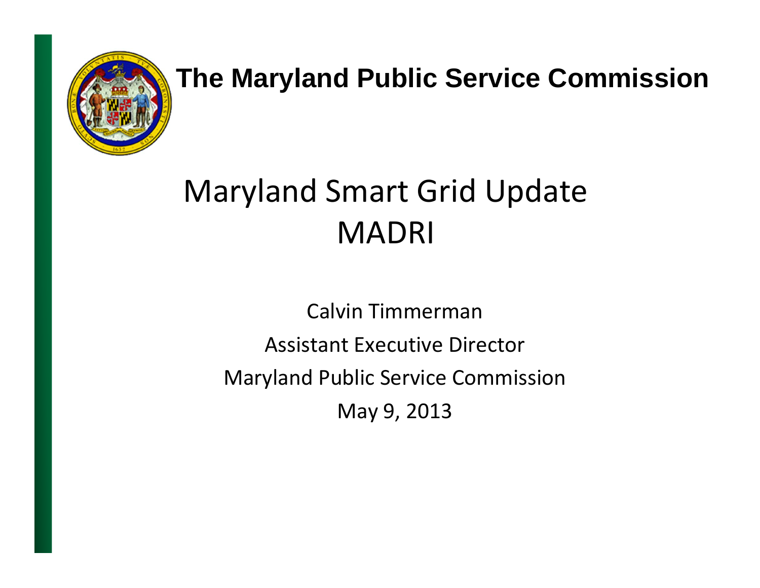**The Maryland Public Service Commission**

# Maryland Smart Grid Update
# MADRI

Calvin Timmerman

Assistant Executive Director

Maryland Public Service Commission

May 9, 2013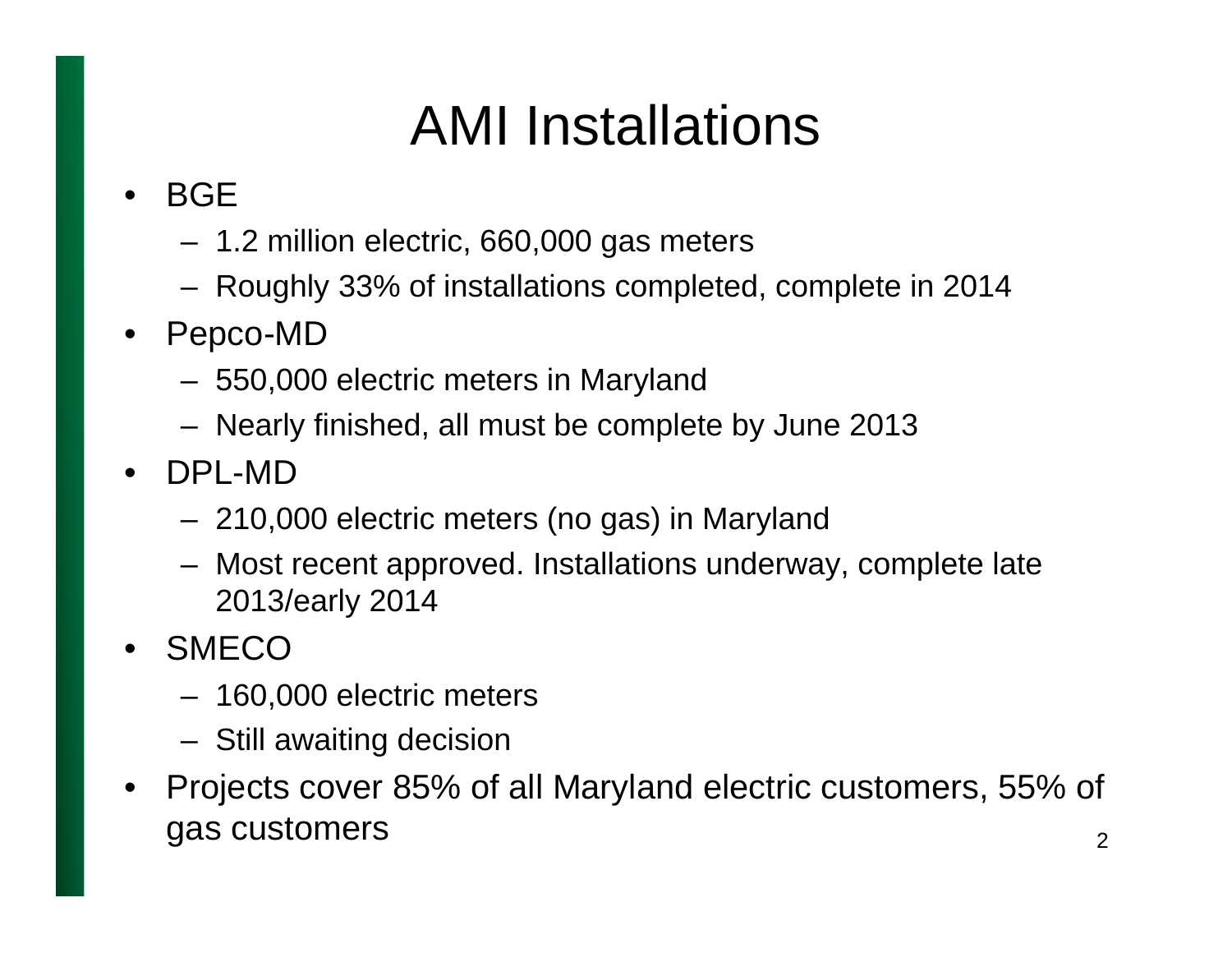# AMI Installations

- BGE
  - 1.2 million electric, 660,000 gas meters
  - Roughly 33% of installations completed, complete in 2014
- Pepco-MD
  - 550,000 electric meters in Maryland
  - Nearly finished, all must be complete by June 2013
- DPL-MD
  - 210,000 electric meters (no gas) in Maryland
  - Most recent approved. Installations underway, complete late 2013/early 2014
- SMECO
  - 160,000 electric meters
  - Still awaiting decision
- Projects cover 85% of all Maryland electric customers, 55% of gas customers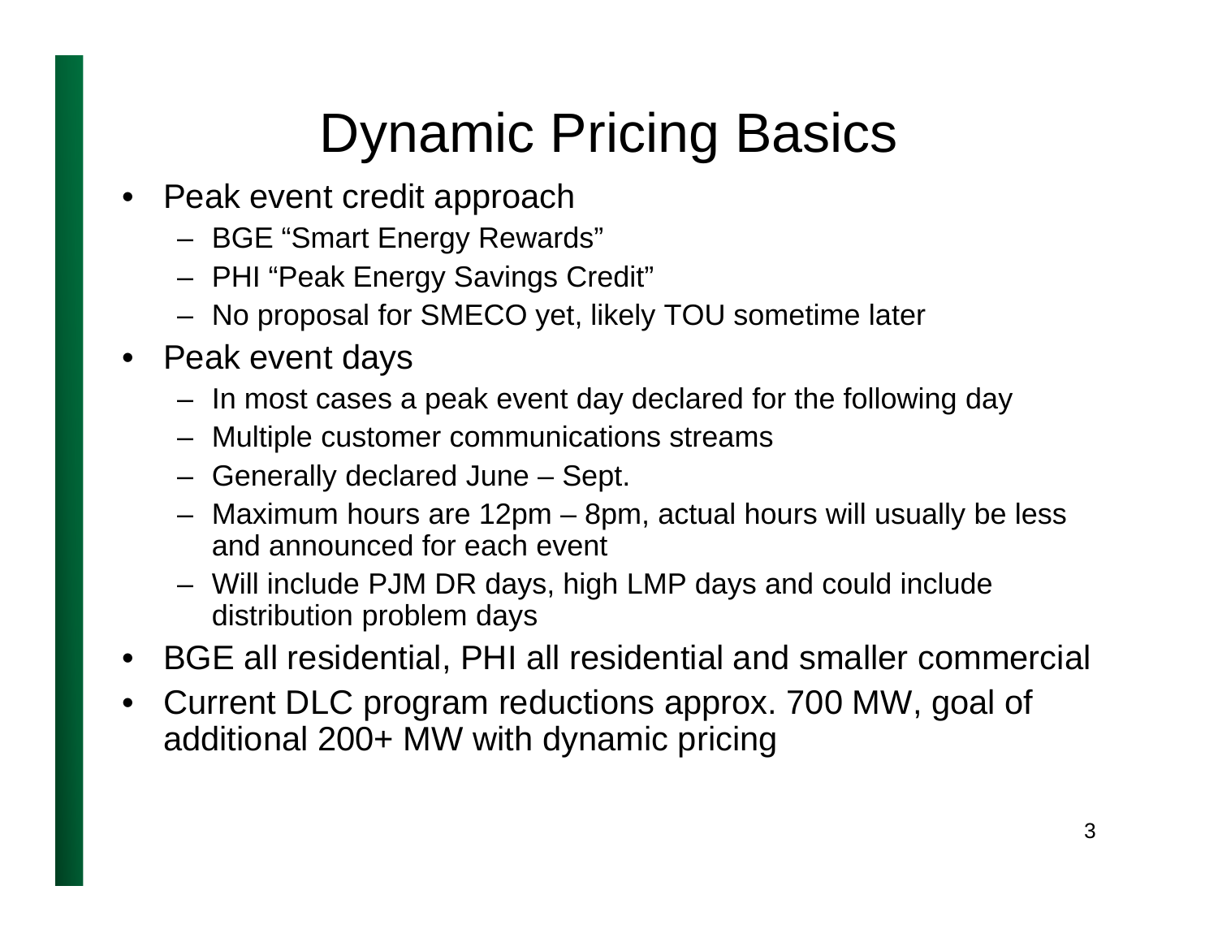# Dynamic Pricing Basics

- Peak event credit approach
  - BGE “Smart Energy Rewards”
  - PHI “Peak Energy Savings Credit”
  - No proposal for SMECO yet, likely TOU sometime later
- Peak event days
  - In most cases a peak event day declared for the following day
  - Multiple customer communications streams
  - Generally declared June – Sept.
  - Maximum hours are 12pm – 8pm, actual hours will usually be less and announced for each event
  - Will include PJM DR days, high LMP days and could include distribution problem days
- BGE all residential, PHI all residential and smaller commercial
- Current DLC program reductions approx. 700 MW, goal of additional 200+ MW with dynamic pricing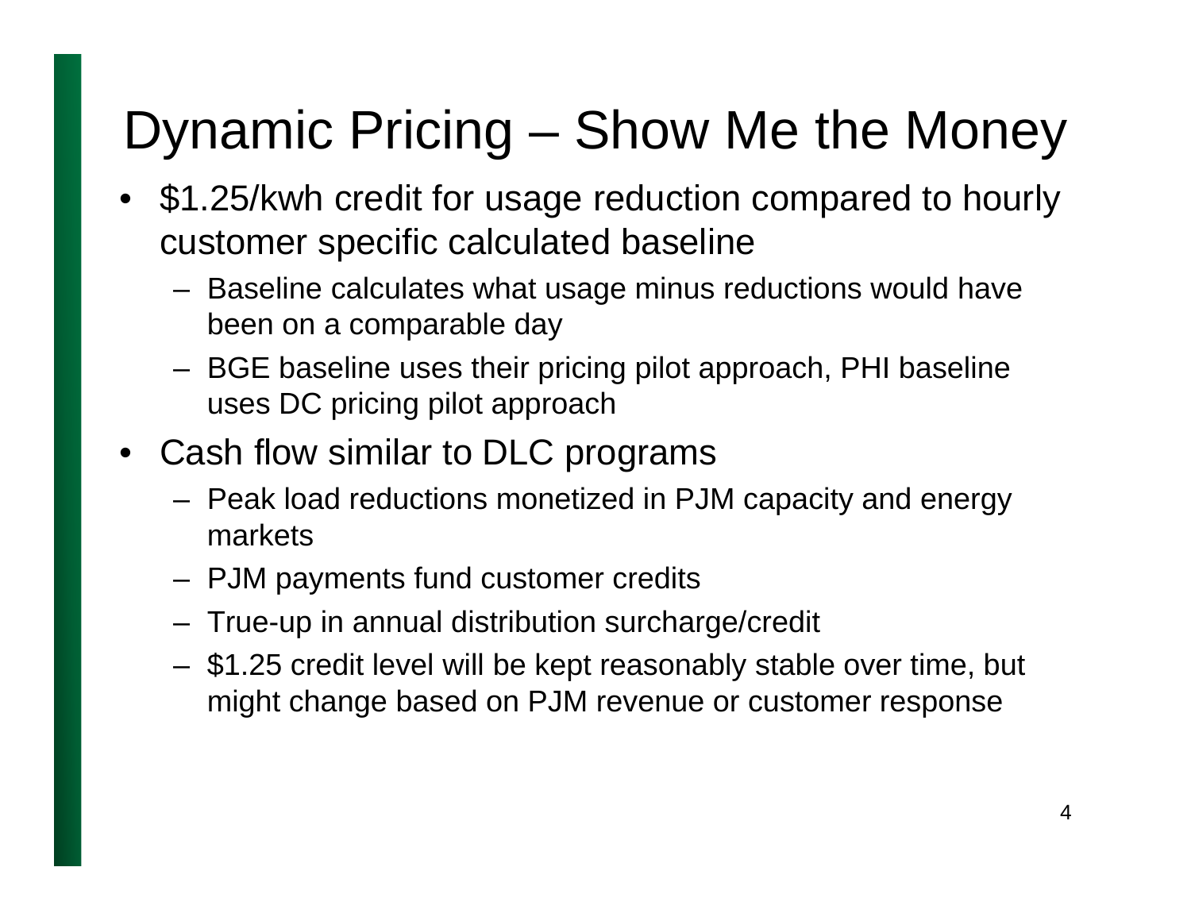# Dynamic Pricing – Show Me the Money

- $1.25/kwh credit for usage reduction compared to hourly customer specific calculated baseline
  - Baseline calculates what usage minus reductions would have been on a comparable day
  - BGE baseline uses their pricing pilot approach, PHI baseline uses DC pricing pilot approach
- Cash flow similar to DLC programs
  - Peak load reductions monetized in PJM capacity and energy markets
  - PJM payments fund customer credits
  - True-up in annual distribution surcharge/credit
  - $1.25 credit level will be kept reasonably stable over time, but might change based on PJM revenue or customer response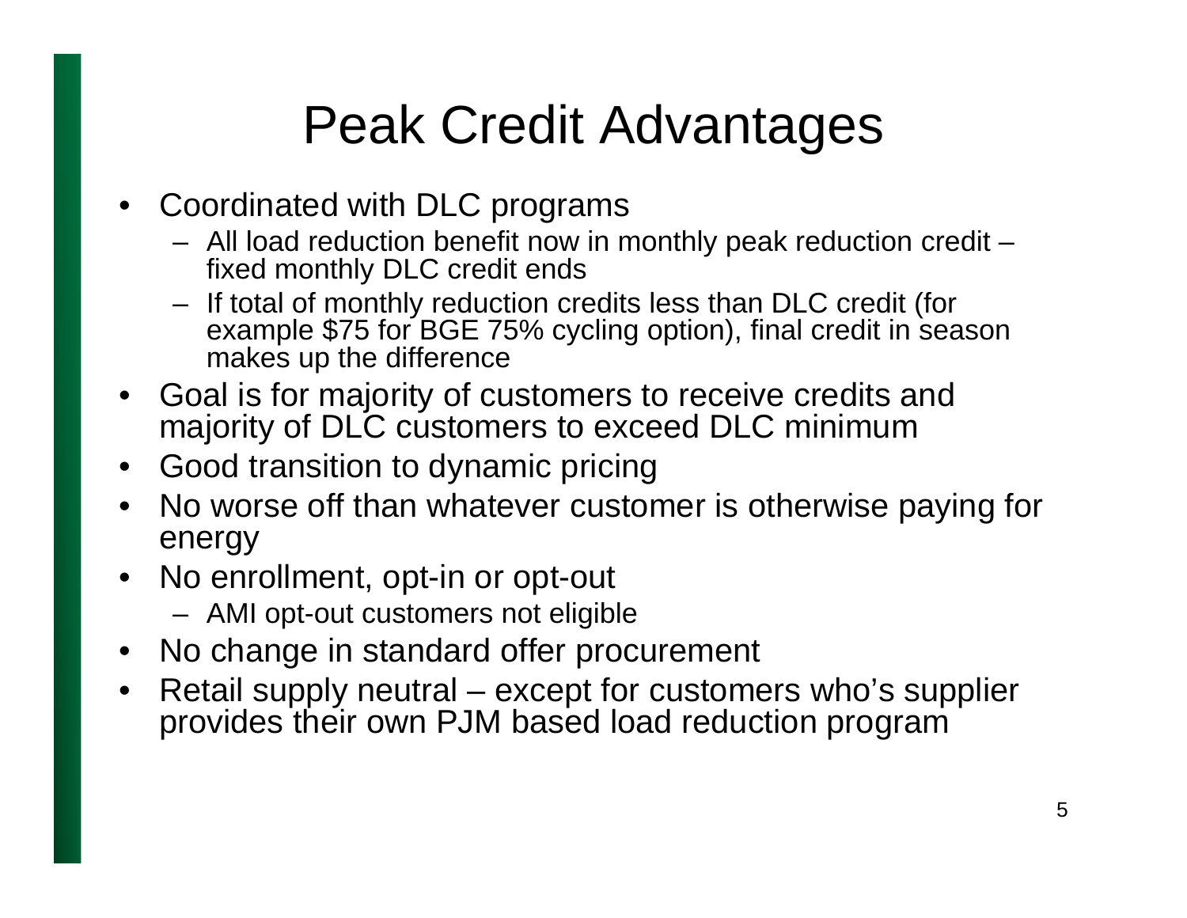# Peak Credit Advantages

- Coordinated with DLC programs
  - All load reduction benefit now in monthly peak reduction credit – fixed monthly DLC credit ends
  - If total of monthly reduction credits less than DLC credit (for example $75 for BGE 75% cycling option), final credit in season makes up the difference
- Goal is for majority of customers to receive credits and majority of DLC customers to exceed DLC minimum
- Good transition to dynamic pricing
- No worse off than whatever customer is otherwise paying for energy
- No enrollment, opt-in or opt-out
  - AMI opt-out customers not eligible
- No change in standard offer procurement
- Retail supply neutral – except for customers who's supplier provides their own PJM based load reduction program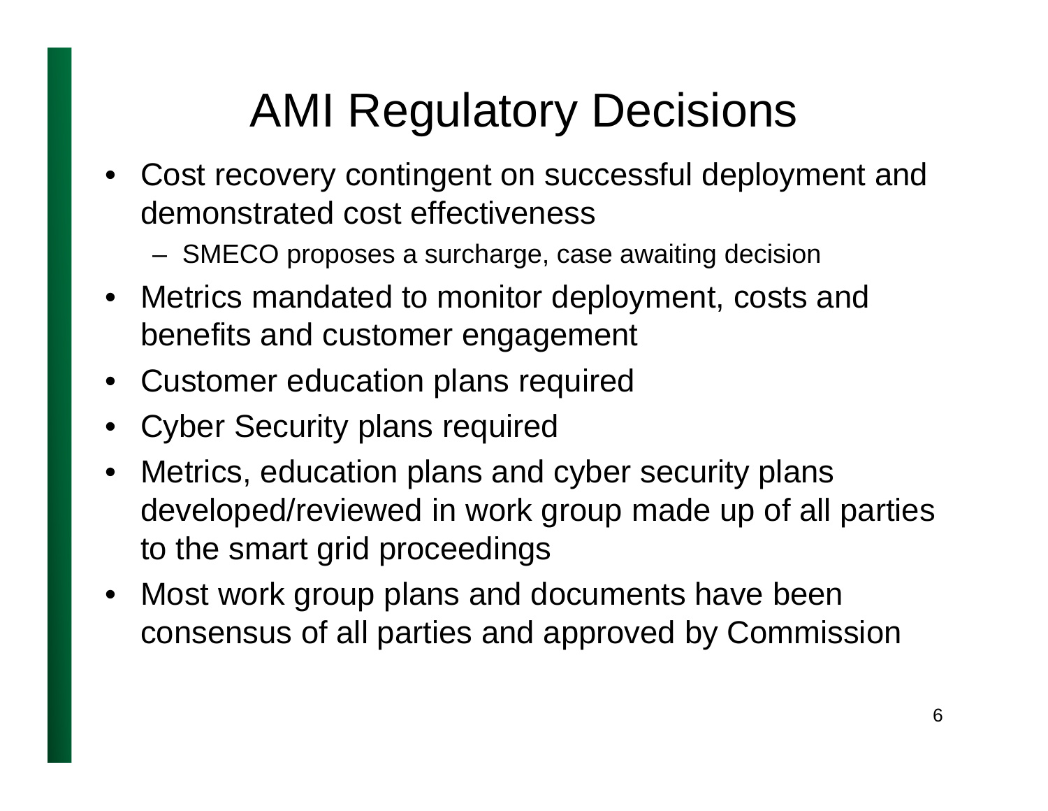# AMI Regulatory Decisions

- Cost recovery contingent on successful deployment and demonstrated cost effectiveness
  - SMECO proposes a surcharge, case awaiting decision
- Metrics mandated to monitor deployment, costs and benefits and customer engagement
- Customer education plans required
- Cyber Security plans required
- Metrics, education plans and cyber security plans developed/reviewed in work group made up of all parties to the smart grid proceedings
- Most work group plans and documents have been consensus of all parties and approved by Commission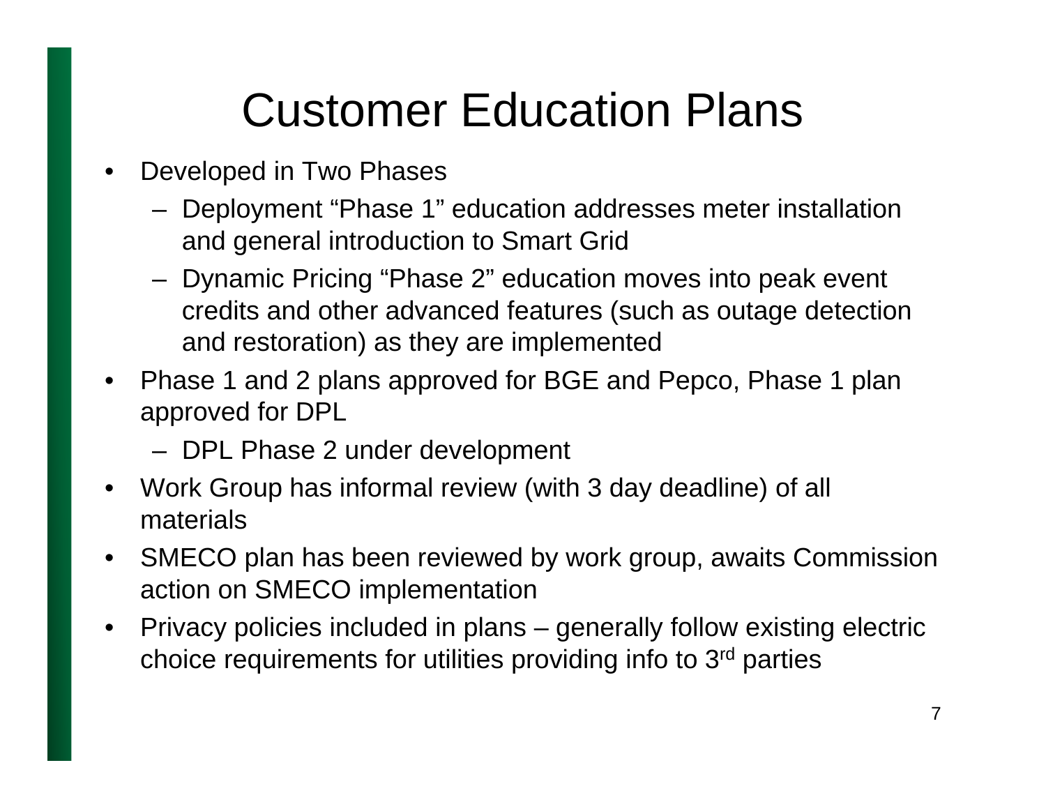# Customer Education Plans

- Developed in Two Phases
  - Deployment “Phase 1” education addresses meter installation and general introduction to Smart Grid
  - Dynamic Pricing “Phase 2” education moves into peak event credits and other advanced features (such as outage detection and restoration) as they are implemented
- Phase 1 and 2 plans approved for BGE and Pepco, Phase 1 plan approved for DPL
  - DPL Phase 2 under development
- Work Group has informal review (with 3 day deadline) of all materials
- SMECO plan has been reviewed by work group, awaits Commission action on SMECO implementation
- Privacy policies included in plans – generally follow existing electric choice requirements for utilities providing info to 3rd parties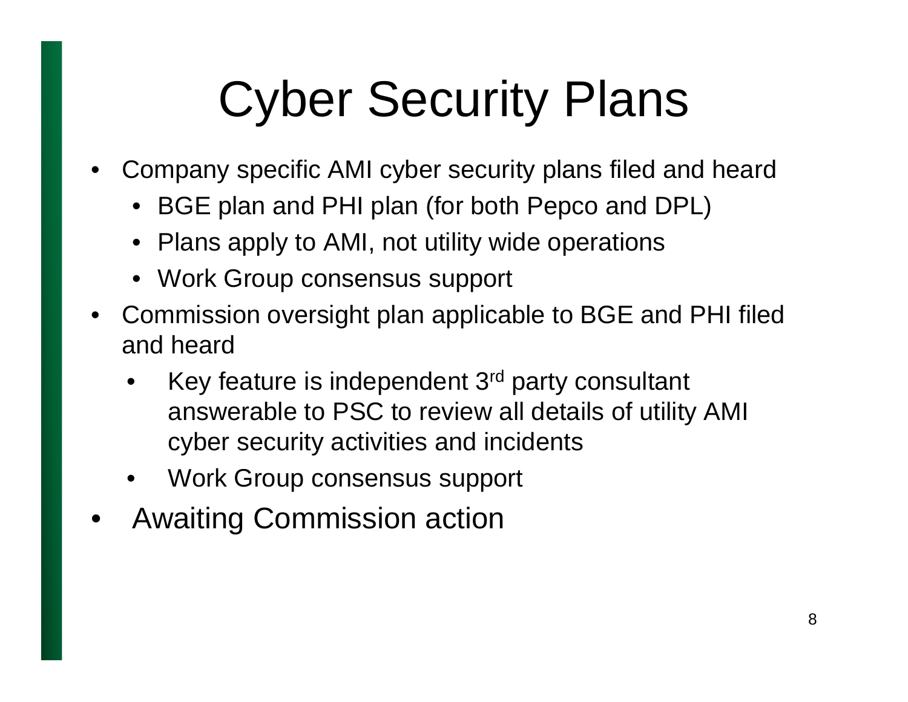# Cyber Security Plans

- Company specific AMI cyber security plans filed and heard
  - BGE plan and PHI plan (for both Pepco and DPL)
  - Plans apply to AMI, not utility wide operations
  - Work Group consensus support
- Commission oversight plan applicable to BGE and PHI filed and heard
  - Key feature is independent 3rd party consultant answerable to PSC to review all details of utility AMI cyber security activities and incidents
  - Work Group consensus support
- Awaiting Commission action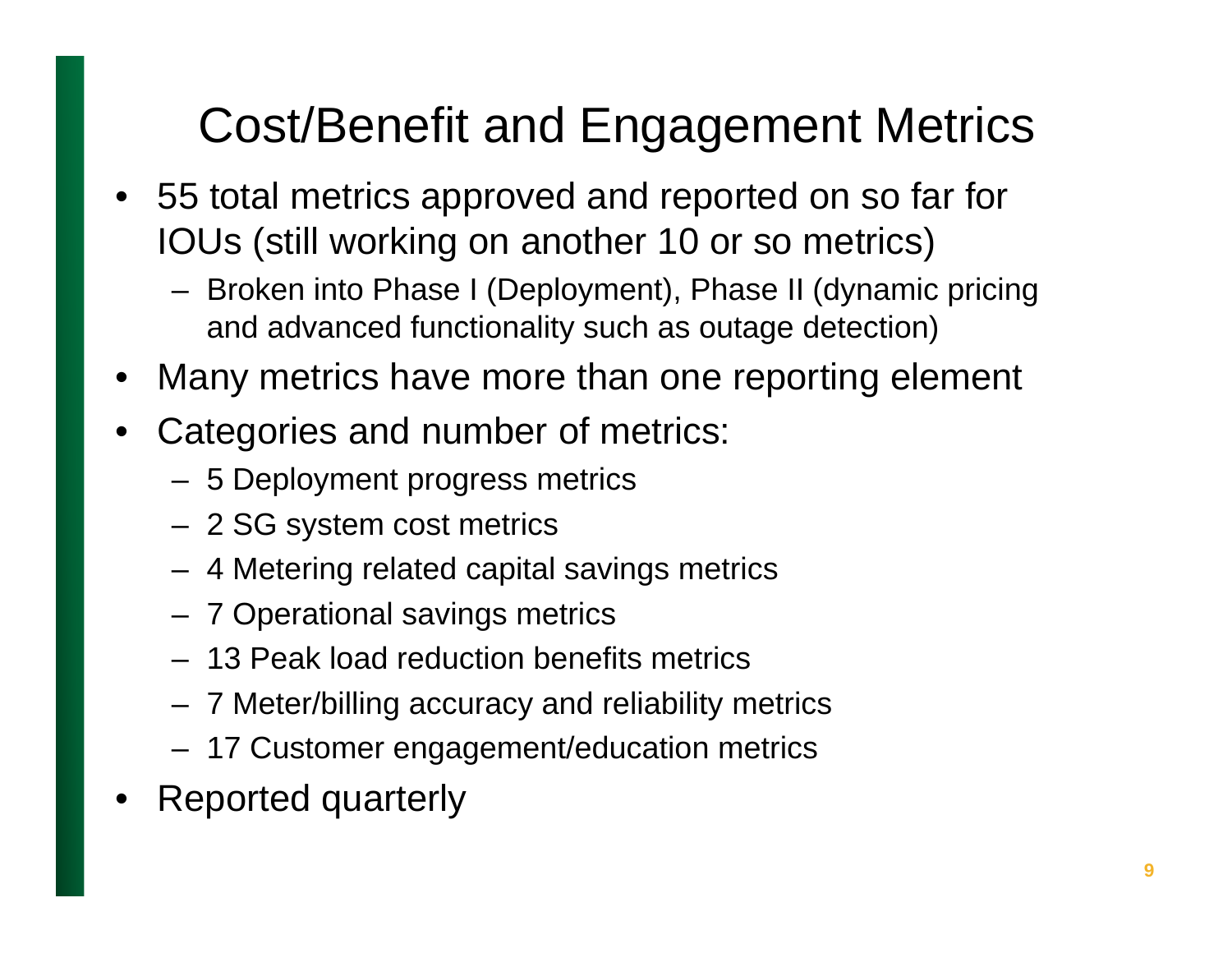# Cost/Benefit and Engagement Metrics

- 55 total metrics approved and reported on so far for IOUs (still working on another 10 or so metrics)
  - Broken into Phase I (Deployment), Phase II (dynamic pricing and advanced functionality such as outage detection)
- Many metrics have more than one reporting element
- Categories and number of metrics:
  - 5 Deployment progress metrics
  - 2 SG system cost metrics
  - 4 Metering related capital savings metrics
  - 7 Operational savings metrics
  - 13 Peak load reduction benefits metrics
  - 7 Meter/billing accuracy and reliability metrics
  - 17 Customer engagement/education metrics
- Reported quarterly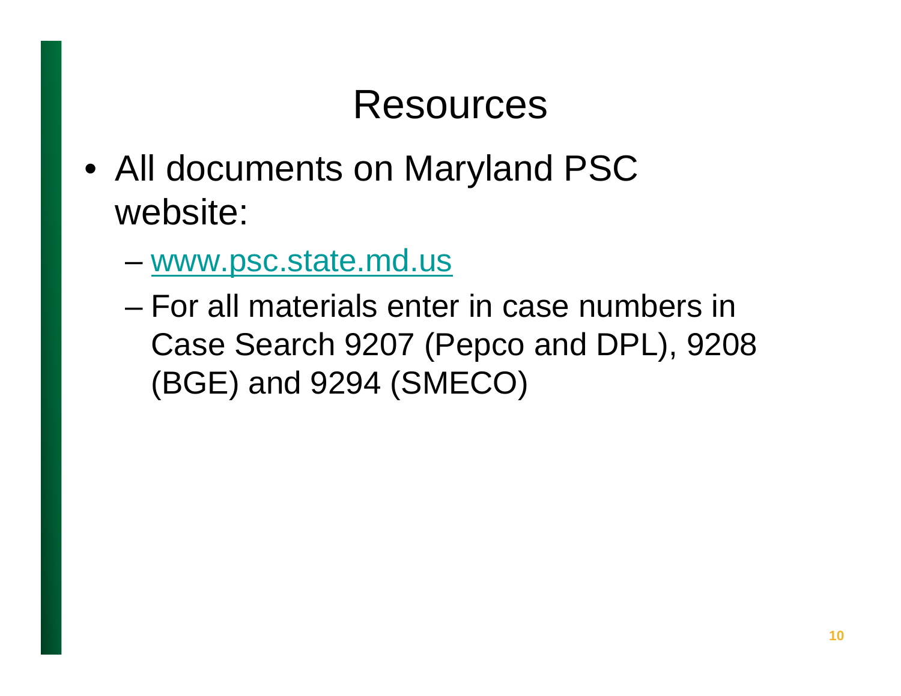# Resources

- All documents on Maryland PSC website:
  - [www.psc.state.md.us](http://www.psc.state.md.us)
  - For all materials enter in case numbers in Case Search 9207 (Pepco and DPL), 9208 (BGE) and 9294 (SMECO)